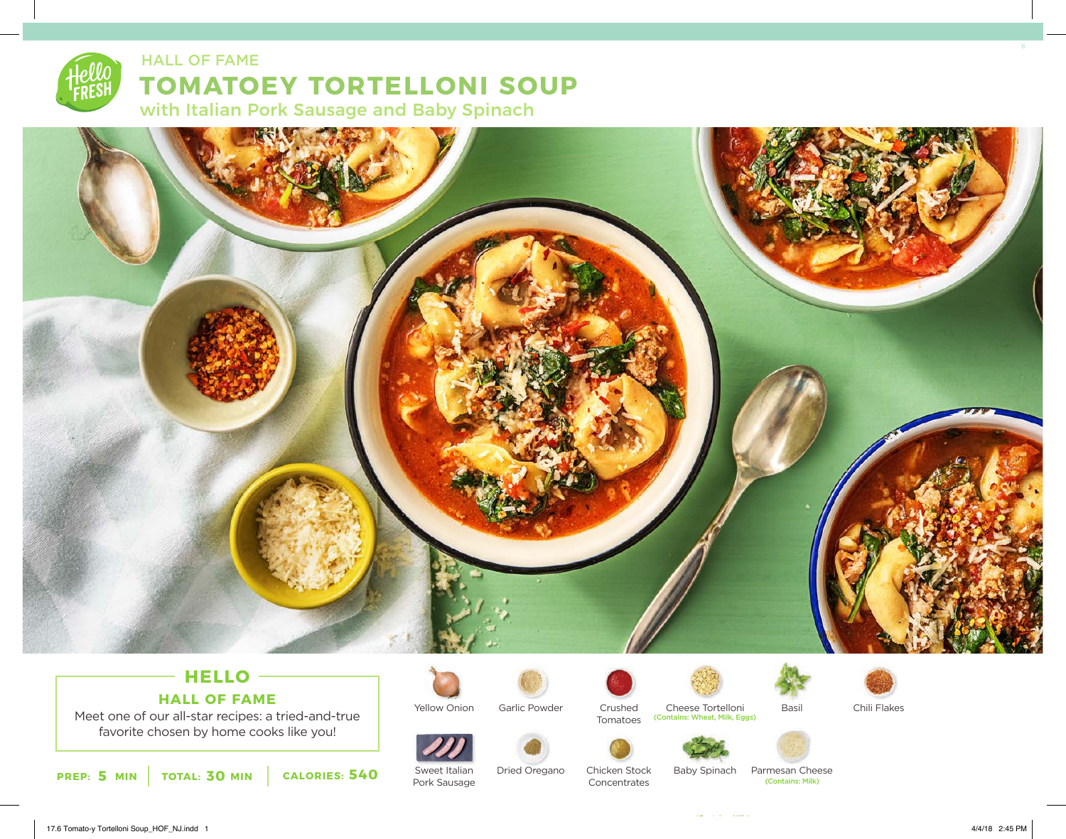HALL OF FAME

# TOMATOEY TORTELLONI SOUP

## with Italian Pork Sausage and Baby Spinach

## HELLO

### HALL OF FAME

Meet one of our all-star recipes: a tried-and-true favorite chosen by home cooks like you!

**PREP: 5 MIN** | **TOTAL: 30 MIN** | **CALORIES: 540**

- Yellow Onion
- Garlic Powder
- Crushed Tomatoes
- Cheese Tortelloni (Contains: Wheat, Milk, Eggs)
- Basil
- Chili Flakes
- Sweet Italian Pork Sausage
- Dried Oregano
- Chicken Stock Concentrates
- Baby Spinach
- Parmesan Cheese (Contains: Milk)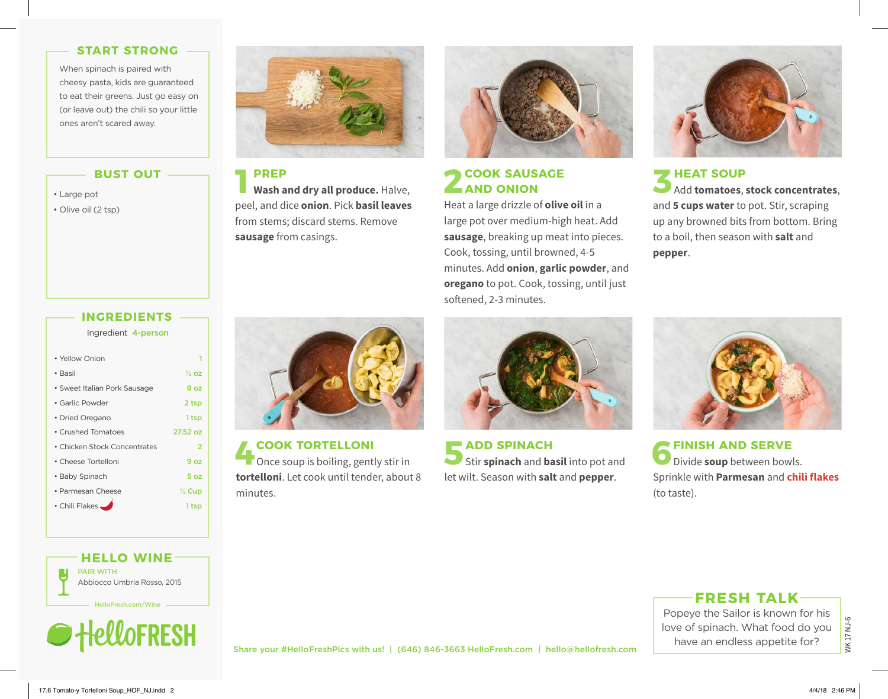## START STRONG

When spinach is paired with cheesy pasta, kids are guaranteed to eat their greens. Just go easy on (or leave out) the chili so your little ones aren't scared away.

## BUST OUT

- Large pot
- Olive oil (2 tsp)

## INGREDIENTS

| Ingredient | 4-person |
|---|---|
| Yellow Onion | 1 |
| Basil | ½ oz |
| Sweet Italian Pork Sausage | 9 oz |
| Garlic Powder | 2 tsp |
| Dried Oregano | 1 tsp |
| Crushed Tomatoes | 27.52 oz |
| Chicken Stock Concentrates | 2 |
| Cheese Tortelloni | 9 oz |
| Baby Spinach | 5 oz |
| Parmesan Cheese | ½ Cup |
| Chili Flakes | 1 tsp |

## HELLO WINE

PAIR WITH
Abbiocco Umbria Rosso, 2015

HelloFresh.com/Wine

HelloFRESH

### 1 PREP

**Wash and dry all produce.** Halve, peel, and dice **onion**. Pick **basil leaves** from stems; discard stems. Remove **sausage** from casings.

### 2 COOK SAUSAGE AND ONION

Heat a large drizzle of **olive oil** in a large pot over medium-high heat. Add **sausage**, breaking up meat into pieces. Cook, tossing, until browned, 4-5 minutes. Add **onion**, **garlic powder**, and **oregano** to pot. Cook, tossing, until just softened, 2-3 minutes.

### 3 HEAT SOUP

Add **tomatoes**, **stock concentrates**, and **5 cups water** to pot. Stir, scraping up any browned bits from bottom. Bring to a boil, then season with **salt** and **pepper**.

### 4 COOK TORTELLONI

Once soup is boiling, gently stir in **tortelloni**. Let cook until tender, about 8 minutes.

### 5 ADD SPINACH

Stir **spinach** and **basil** into pot and let wilt. Season with **salt** and **pepper**.

### 6 FINISH AND SERVE

Divide **soup** between bowls. Sprinkle with **Parmesan** and **chili flakes** (to taste).

## FRESH TALK

Popeye the Sailor is known for his love of spinach. What food do you have an endless appetite for?

Share your #HelloFreshPics with us! | (646) 846-3663 HelloFresh.com | hello@hellofresh.com

WK 17 NJ-6